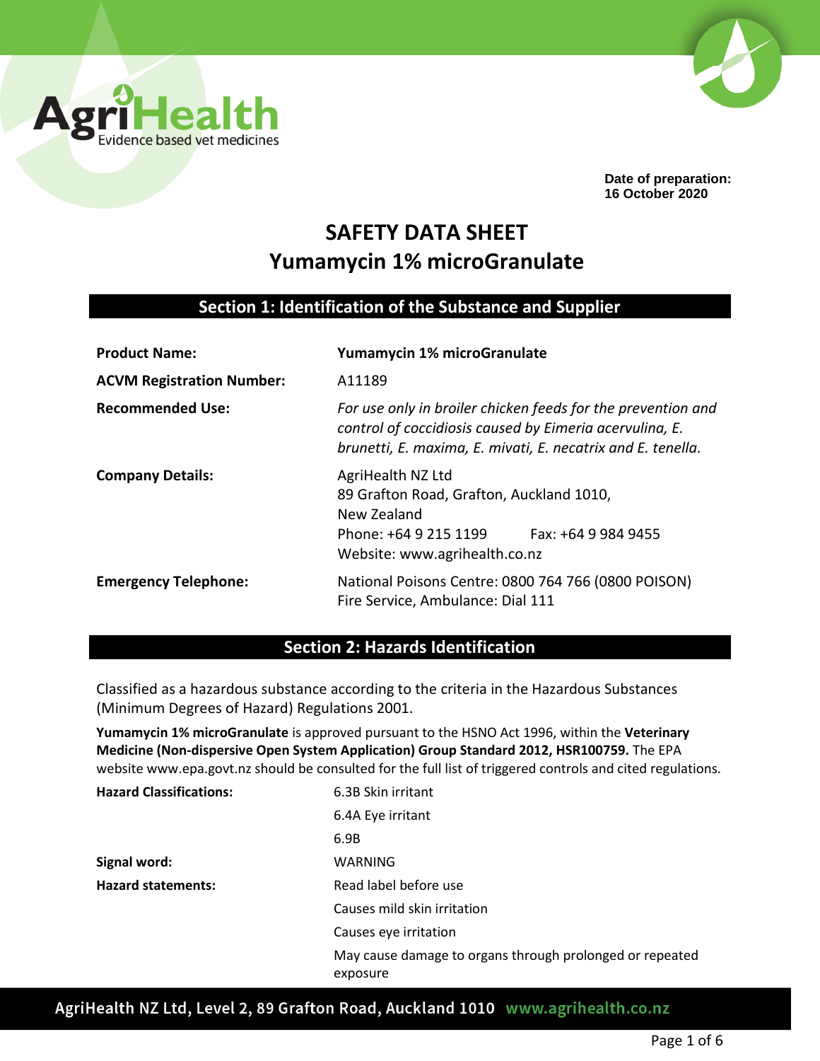**Date of preparation:**
**16 October 2020**

# SAFETY DATA SHEET
# Yumamycin 1% microGranulate

## Section 1: Identification of the Substance and Supplier

| | |
|---|---|
| **Product Name:** | **Yumamycin 1% microGranulate** |
| **ACVM Registration Number:** | A11189 |
| **Recommended Use:** | *For use only in broiler chicken feeds for the prevention and control of coccidiosis caused by Eimeria acervulina, E. brunetti, E. maxima, E. mivati, E. necatrix and E. tenella.* |
| **Company Details:** | AgriHealth NZ Ltd<br>89 Grafton Road, Grafton, Auckland 1010,<br>New Zealand<br>Phone: +64 9 215 1199 Fax: +64 9 984 9455<br>Website: www.agrihealth.co.nz |
| **Emergency Telephone:** | National Poisons Centre: 0800 764 766 (0800 POISON)<br>Fire Service, Ambulance: Dial 111 |

## Section 2: Hazards Identification

Classified as a hazardous substance according to the criteria in the Hazardous Substances (Minimum Degrees of Hazard) Regulations 2001.

**Yumamycin 1% microGranulate** is approved pursuant to the HSNO Act 1996, within the **Veterinary Medicine (Non-dispersive Open System Application) Group Standard 2012, HSR100759.** The EPA website www.epa.govt.nz should be consulted for the full list of triggered controls and cited regulations.

| | |
|---|---|
| **Hazard Classifications:** | 6.3B Skin irritant |
| | 6.4A Eye irritant |
| | 6.9B |
| **Signal word:** | WARNING |
| **Hazard statements:** | Read label before use |
| | Causes mild skin irritation |
| | Causes eye irritation |
| | May cause damage to organs through prolonged or repeated exposure |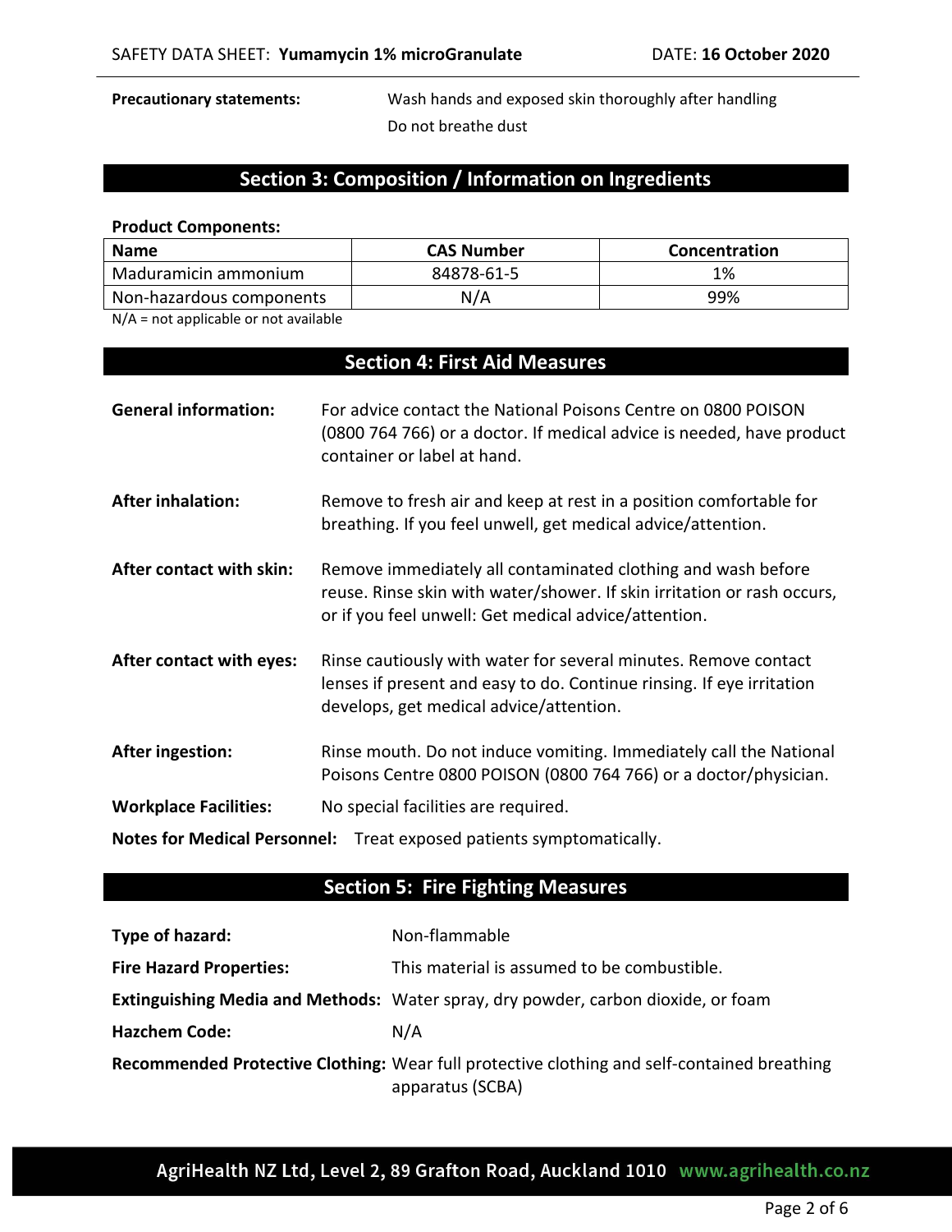**Precautionary statements:** Wash hands and exposed skin thoroughly after handling
Do not breathe dust

## Section 3: Composition / Information on Ingredients

**Product Components:**

| Name | CAS Number | Concentration |
|---|---|---|
| Maduramicin ammonium | 84878-61-5 | 1% |
| Non-hazardous components | N/A | 99% |

N/A = not applicable or not available

## Section 4: First Aid Measures

**General information:** For advice contact the National Poisons Centre on 0800 POISON (0800 764 766) or a doctor. If medical advice is needed, have product container or label at hand.

**After inhalation:** Remove to fresh air and keep at rest in a position comfortable for breathing. If you feel unwell, get medical advice/attention.

**After contact with skin:** Remove immediately all contaminated clothing and wash before reuse. Rinse skin with water/shower. If skin irritation or rash occurs, or if you feel unwell: Get medical advice/attention.

**After contact with eyes:** Rinse cautiously with water for several minutes. Remove contact lenses if present and easy to do. Continue rinsing. If eye irritation develops, get medical advice/attention.

**After ingestion:** Rinse mouth. Do not induce vomiting. Immediately call the National Poisons Centre 0800 POISON (0800 764 766) or a doctor/physician.

**Workplace Facilities:** No special facilities are required.

**Notes for Medical Personnel:** Treat exposed patients symptomatically.

## Section 5: Fire Fighting Measures

**Type of hazard:** Non-flammable

**Fire Hazard Properties:** This material is assumed to be combustible.

**Extinguishing Media and Methods:** Water spray, dry powder, carbon dioxide, or foam

**Hazchem Code:** N/A

**Recommended Protective Clothing:** Wear full protective clothing and self-contained breathing apparatus (SCBA)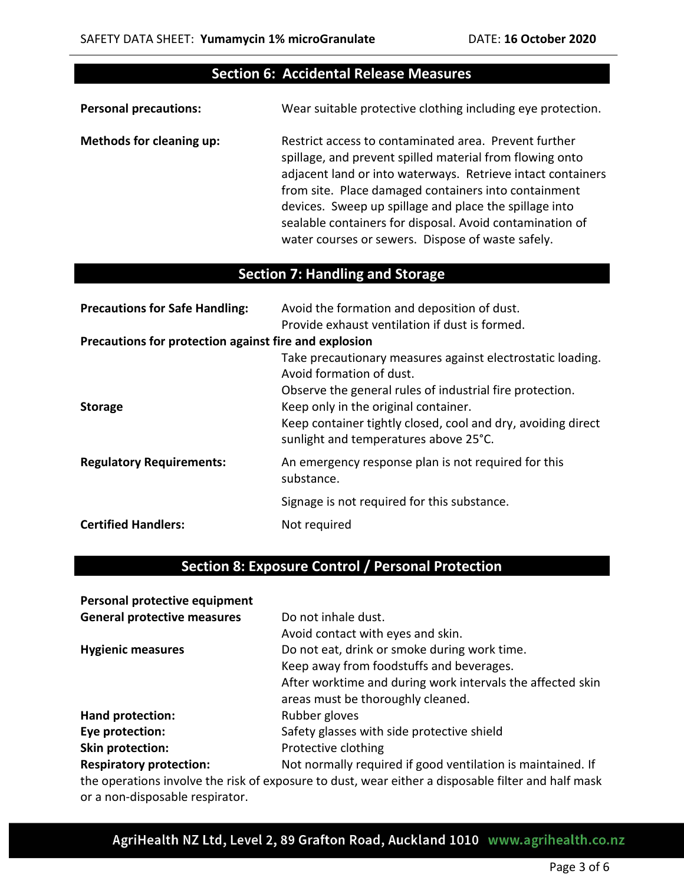## Section 6: Accidental Release Measures

**Personal precautions:** Wear suitable protective clothing including eye protection.

**Methods for cleaning up:** Restrict access to contaminated area. Prevent further spillage, and prevent spilled material from flowing onto adjacent land or into waterways. Retrieve intact containers from site. Place damaged containers into containment devices. Sweep up spillage and place the spillage into sealable containers for disposal. Avoid contamination of water courses or sewers. Dispose of waste safely.

## Section 7: Handling and Storage

**Precautions for Safe Handling:** Avoid the formation and deposition of dust.
Provide exhaust ventilation if dust is formed.

**Precautions for protection against fire and explosion**
Take precautionary measures against electrostatic loading.
Avoid formation of dust.
Observe the general rules of industrial fire protection.

**Storage** Keep only in the original container.
Keep container tightly closed, cool and dry, avoiding direct sunlight and temperatures above 25°C.

**Regulatory Requirements:** An emergency response plan is not required for this substance.

Signage is not required for this substance.

**Certified Handlers:** Not required

## Section 8: Exposure Control / Personal Protection

**Personal protective equipment**

**General protective measures** Do not inhale dust.
Avoid contact with eyes and skin.

**Hygienic measures** Do not eat, drink or smoke during work time.
Keep away from foodstuffs and beverages.
After worktime and during work intervals the affected skin areas must be thoroughly cleaned.

**Hand protection:** Rubber gloves

**Eye protection:** Safety glasses with side protective shield

**Skin protection:** Protective clothing

**Respiratory protection:** Not normally required if good ventilation is maintained. If the operations involve the risk of exposure to dust, wear either a disposable filter and half mask or a non-disposable respirator.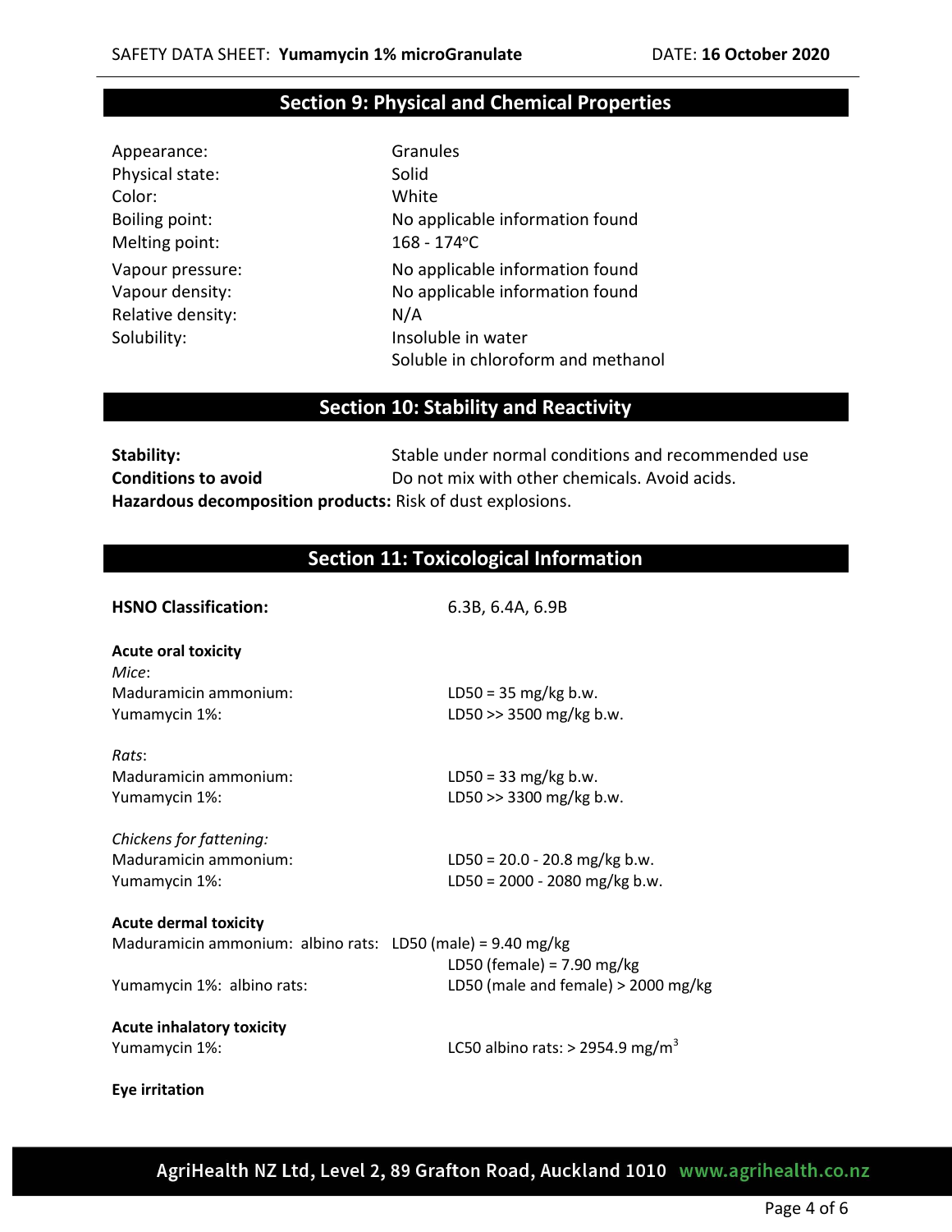## Section 9: Physical and Chemical Properties

| | |
|---|---|
| Appearance: | Granules |
| Physical state: | Solid |
| Color: | White |
| Boiling point: | No applicable information found |
| Melting point: | 168 - 174°C |
| Vapour pressure: | No applicable information found |
| Vapour density: | No applicable information found |
| Relative density: | N/A |
| Solubility: | Insoluble in water<br>Soluble in chloroform and methanol |

## Section 10: Stability and Reactivity

**Stability:** Stable under normal conditions and recommended use

**Conditions to avoid** Do not mix with other chemicals. Avoid acids.

**Hazardous decomposition products:** Risk of dust explosions.

## Section 11: Toxicological Information

**HSNO Classification:** 6.3B, 6.4A, 6.9B

**Acute oral toxicity**

*Mice*:

| | |
|---|---|
| Maduramicin ammonium: | LD50 = 35 mg/kg b.w. |
| Yumamycin 1%: | LD50 >> 3500 mg/kg b.w. |

*Rats*:

| | |
|---|---|
| Maduramicin ammonium: | LD50 = 33 mg/kg b.w. |
| Yumamycin 1%: | LD50 >> 3300 mg/kg b.w. |

*Chickens for fattening:*

| | |
|---|---|
| Maduramicin ammonium: | LD50 = 20.0 - 20.8 mg/kg b.w. |
| Yumamycin 1%: | LD50 = 2000 - 2080 mg/kg b.w. |

**Acute dermal toxicity**

| | |
|---|---|
| Maduramicin ammonium: albino rats: | LD50 (male) = 9.40 mg/kg<br>LD50 (female) = 7.90 mg/kg |
| Yumamycin 1%: albino rats: | LD50 (male and female) > 2000 mg/kg |

**Acute inhalatory toxicity**

| | |
|---|---|
| Yumamycin 1%: | LC50 albino rats: > 2954.9 mg/m$^3$ |

**Eye irritation**

AgriHealth NZ Ltd, Level 2, 89 Grafton Road, Auckland 1010 www.agrihealth.co.nz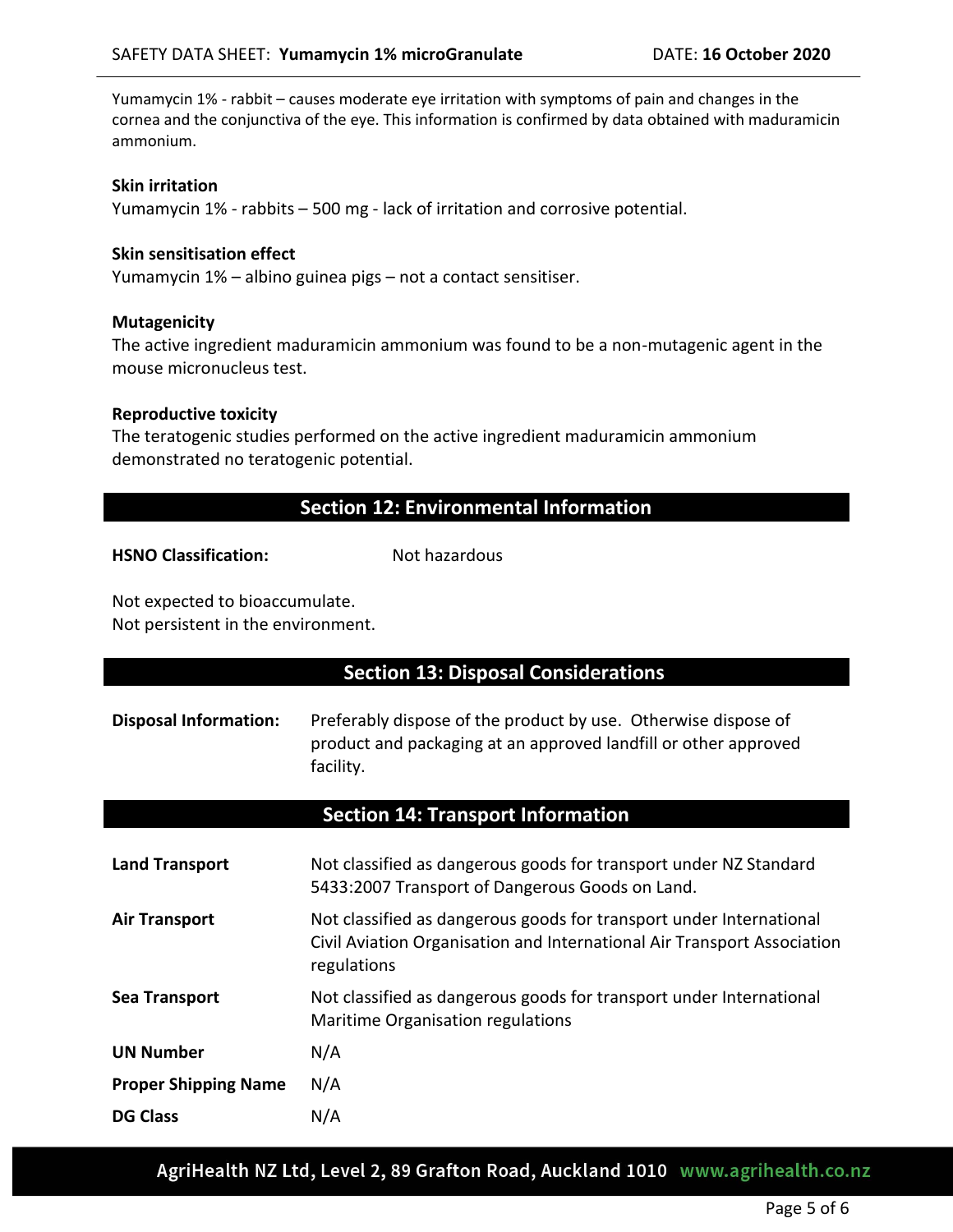Yumamycin 1% - rabbit – causes moderate eye irritation with symptoms of pain and changes in the cornea and the conjunctiva of the eye. This information is confirmed by data obtained with maduramicin ammonium.

**Skin irritation**
Yumamycin 1% - rabbits – 500 mg - lack of irritation and corrosive potential.

**Skin sensitisation effect**
Yumamycin 1% – albino guinea pigs – not a contact sensitiser.

**Mutagenicity**
The active ingredient maduramicin ammonium was found to be a non-mutagenic agent in the mouse micronucleus test.

**Reproductive toxicity**
The teratogenic studies performed on the active ingredient maduramicin ammonium demonstrated no teratogenic potential.

## Section 12: Environmental Information

**HSNO Classification:** Not hazardous

Not expected to bioaccumulate.
Not persistent in the environment.

## Section 13: Disposal Considerations

**Disposal Information:** Preferably dispose of the product by use. Otherwise dispose of product and packaging at an approved landfill or other approved facility.

## Section 14: Transport Information

| | |
|---|---|
| **Land Transport** | Not classified as dangerous goods for transport under NZ Standard 5433:2007 Transport of Dangerous Goods on Land. |
| **Air Transport** | Not classified as dangerous goods for transport under International Civil Aviation Organisation and International Air Transport Association regulations |
| **Sea Transport** | Not classified as dangerous goods for transport under International Maritime Organisation regulations |
| **UN Number** | N/A |
| **Proper Shipping Name** | N/A |
| **DG Class** | N/A |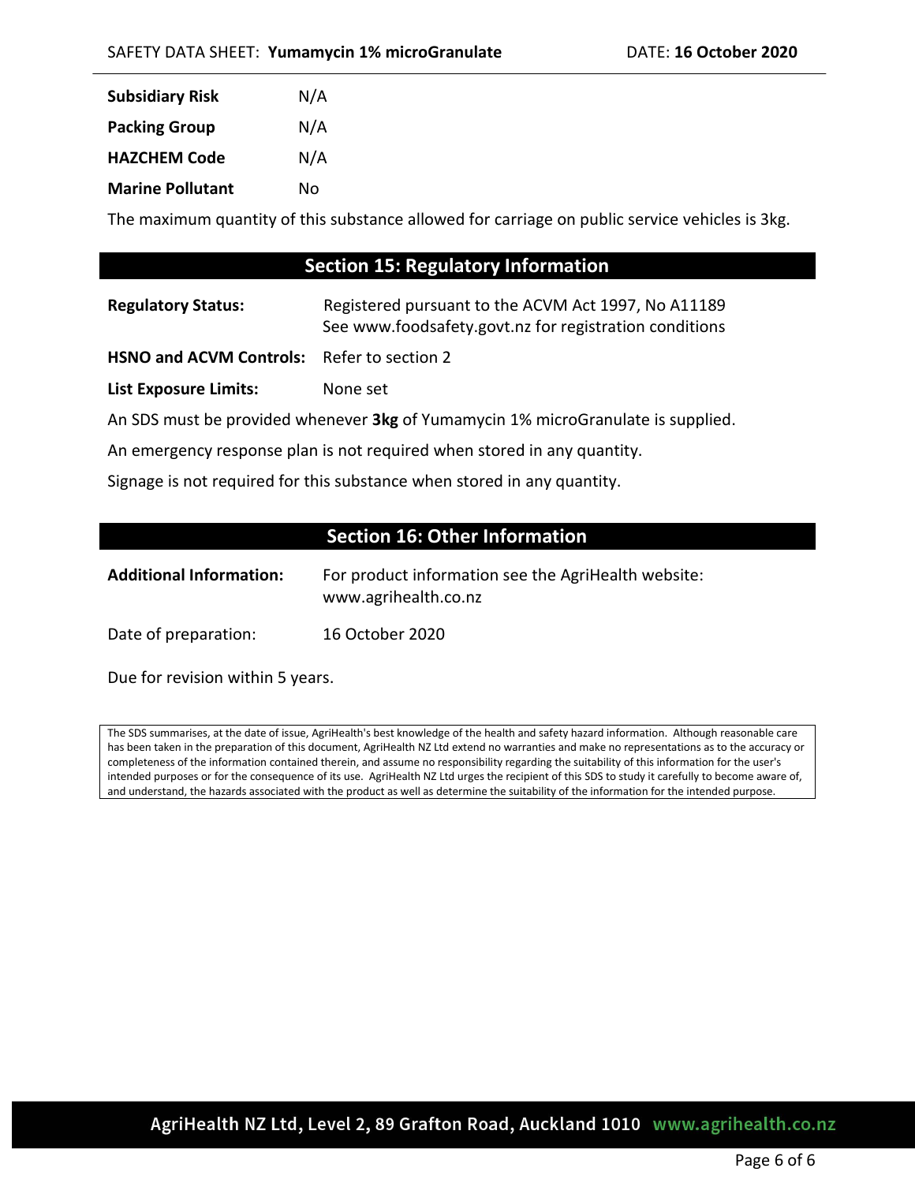| | |
|---|---|
| **Subsidiary Risk** | N/A |
| **Packing Group** | N/A |
| **HAZCHEM Code** | N/A |
| **Marine Pollutant** | No |

The maximum quantity of this substance allowed for carriage on public service vehicles is 3kg.

## Section 15: Regulatory Information

| | |
|---|---|
| **Regulatory Status:** | Registered pursuant to the ACVM Act 1997, No A11189<br>See www.foodsafety.govt.nz for registration conditions |
| **HSNO and ACVM Controls:** | Refer to section 2 |
| **List Exposure Limits:** | None set |

An SDS must be provided whenever **3kg** of Yumamycin 1% microGranulate is supplied.

An emergency response plan is not required when stored in any quantity.

Signage is not required for this substance when stored in any quantity.

## Section 16: Other Information

| | |
|---|---|
| **Additional Information:** | For product information see the AgriHealth website: www.agrihealth.co.nz |
| Date of preparation: | 16 October 2020 |

Due for revision within 5 years.

The SDS summarises, at the date of issue, AgriHealth's best knowledge of the health and safety hazard information. Although reasonable care has been taken in the preparation of this document, AgriHealth NZ Ltd extend no warranties and make no representations as to the accuracy or completeness of the information contained therein, and assume no responsibility regarding the suitability of this information for the user's intended purposes or for the consequence of its use. AgriHealth NZ Ltd urges the recipient of this SDS to study it carefully to become aware of, and understand, the hazards associated with the product as well as determine the suitability of the information for the intended purpose.

AgriHealth NZ Ltd, Level 2, 89 Grafton Road, Auckland 1010 www.agrihealth.co.nz